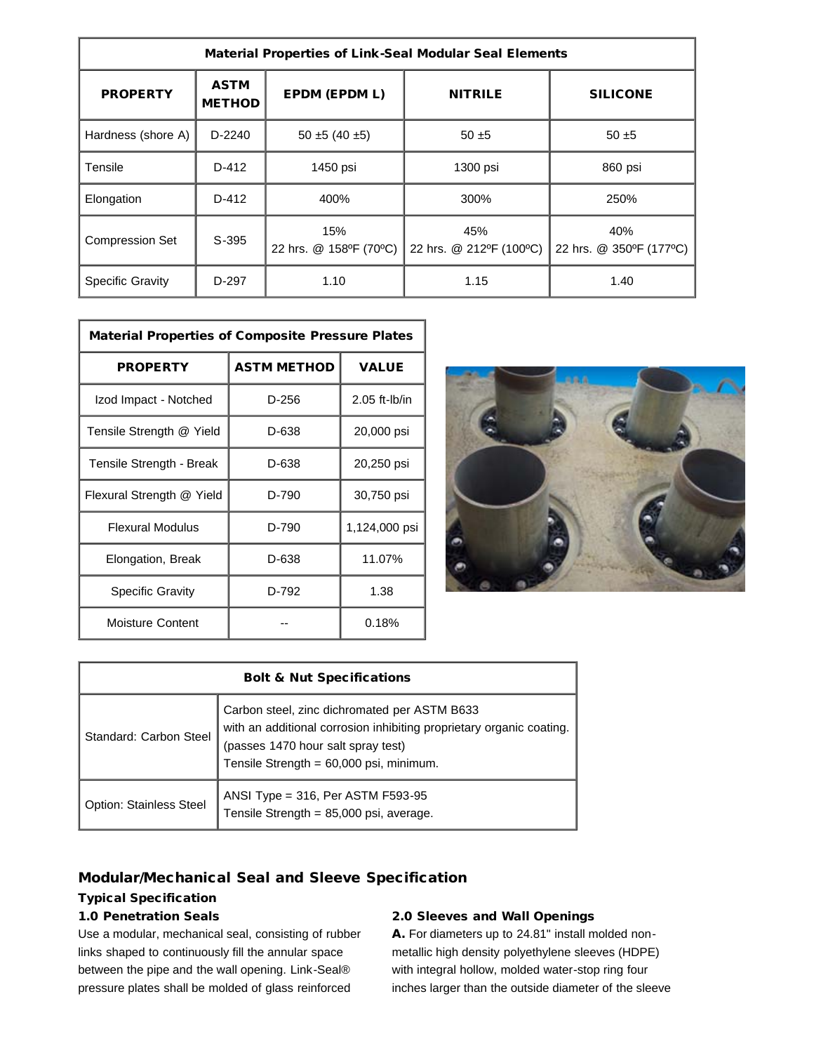| Material Properties of Link-Seal Modular Seal Elements | | | | |
|---|---|---|---|---|
| **PROPERTY** | **ASTM METHOD** | **EPDM (EPDM L)** | **NITRILE** | **SILICONE** |
| Hardness (shore A) | D-2240 | 50 ±5 (40 ±5) | 50 ±5 | 50 ±5 |
| Tensile | D-412 | 1450 psi | 1300 psi | 860 psi |
| Elongation | D-412 | 400% | 300% | 250% |
| Compression Set | S-395 | 15% 22 hrs. @ 158ºF (70ºC) | 45% 22 hrs. @ 212ºF (100ºC) | 40% 22 hrs. @ 350ºF (177ºC) |
| Specific Gravity | D-297 | 1.10 | 1.15 | 1.40 |

| Material Properties of Composite Pressure Plates | | |
|---|---|---|
| **PROPERTY** | **ASTM METHOD** | **VALUE** |
| Izod Impact - Notched | D-256 | 2.05 ft-lb/in |
| Tensile Strength @ Yield | D-638 | 20,000 psi |
| Tensile Strength - Break | D-638 | 20,250 psi |
| Flexural Strength @ Yield | D-790 | 30,750 psi |
| Flexural Modulus | D-790 | 1,124,000 psi |
| Elongation, Break | D-638 | 11.07% |
| Specific Gravity | D-792 | 1.38 |
| Moisture Content | -- | 0.18% |

| Bolt & Nut Specifications | |
|---|---|
| Standard: Carbon Steel | Carbon steel, zinc dichromated per ASTM B633 with an additional corrosion inhibiting proprietary organic coating. (passes 1470 hour salt spray test) Tensile Strength = 60,000 psi, minimum. |
| Option: Stainless Steel | ANSI Type = 316, Per ASTM F593-95 Tensile Strength = 85,000 psi, average. |

## Modular/Mechanical Seal and Sleeve Specification

### Typical Specification

#### 1.0 Penetration Seals

Use a modular, mechanical seal, consisting of rubber links shaped to continuously fill the annular space between the pipe and the wall opening. Link-Seal® pressure plates shall be molded of glass reinforced

#### 2.0 Sleeves and Wall Openings

**A.** For diameters up to 24.81" install molded non-metallic high density polyethylene sleeves (HDPE) with integral hollow, molded water-stop ring four inches larger than the outside diameter of the sleeve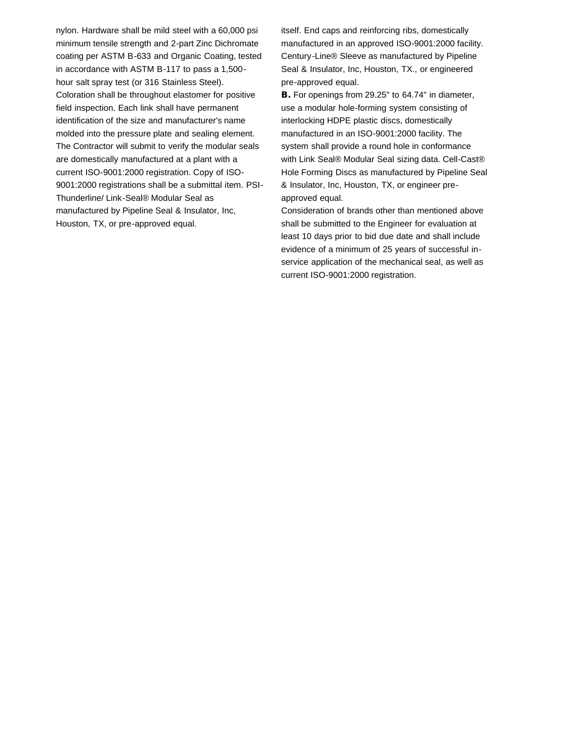nylon. Hardware shall be mild steel with a 60,000 psi minimum tensile strength and 2-part Zinc Dichromate coating per ASTM B-633 and Organic Coating, tested in accordance with ASTM B-117 to pass a 1,500-hour salt spray test (or 316 Stainless Steel). Coloration shall be throughout elastomer for positive field inspection. Each link shall have permanent identification of the size and manufacturer's name molded into the pressure plate and sealing element. The Contractor will submit to verify the modular seals are domestically manufactured at a plant with a current ISO-9001:2000 registration. Copy of ISO-9001:2000 registrations shall be a submittal item. PSI-Thunderline/ Link-Seal® Modular Seal as manufactured by Pipeline Seal & Insulator, Inc, Houston, TX, or pre-approved equal.

itself. End caps and reinforcing ribs, domestically manufactured in an approved ISO-9001:2000 facility. Century-Line® Sleeve as manufactured by Pipeline Seal & Insulator, Inc, Houston, TX., or engineered pre-approved equal.

**B.** For openings from 29.25" to 64.74" in diameter, use a modular hole-forming system consisting of interlocking HDPE plastic discs, domestically manufactured in an ISO-9001:2000 facility. The system shall provide a round hole in conformance with Link Seal® Modular Seal sizing data. Cell-Cast® Hole Forming Discs as manufactured by Pipeline Seal & Insulator, Inc, Houston, TX, or engineer pre-approved equal.

Consideration of brands other than mentioned above shall be submitted to the Engineer for evaluation at least 10 days prior to bid due date and shall include evidence of a minimum of 25 years of successful in-service application of the mechanical seal, as well as current ISO-9001:2000 registration.